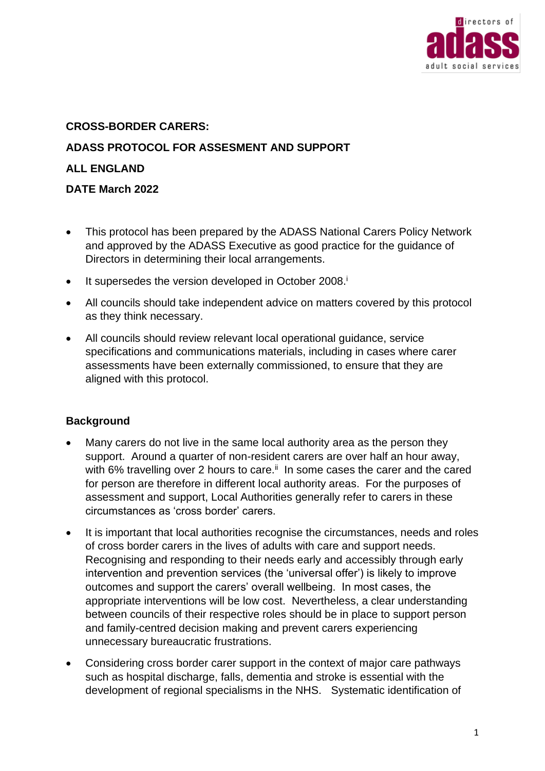**CROSS-BORDER CARERS:**

**ADASS PROTOCOL FOR ASSESMENT AND SUPPORT**

**ALL ENGLAND**

**DATE March 2022**

- This protocol has been prepared by the ADASS National Carers Policy Network and approved by the ADASS Executive as good practice for the guidance of Directors in determining their local arrangements.
- It supersedes the version developed in October 2008.[i]
- All councils should take independent advice on matters covered by this protocol as they think necessary.
- All councils should review relevant local operational guidance, service specifications and communications materials, including in cases where carer assessments have been externally commissioned, to ensure that they are aligned with this protocol.

## Background

- Many carers do not live in the same local authority area as the person they support. Around a quarter of non-resident carers are over half an hour away, with 6% travelling over 2 hours to care.[ii] In some cases the carer and the cared for person are therefore in different local authority areas. For the purposes of assessment and support, Local Authorities generally refer to carers in these circumstances as 'cross border' carers.
- It is important that local authorities recognise the circumstances, needs and roles of cross border carers in the lives of adults with care and support needs. Recognising and responding to their needs early and accessibly through early intervention and prevention services (the 'universal offer') is likely to improve outcomes and support the carers' overall wellbeing. In most cases, the appropriate interventions will be low cost. Nevertheless, a clear understanding between councils of their respective roles should be in place to support person and family-centred decision making and prevent carers experiencing unnecessary bureaucratic frustrations.
- Considering cross border carer support in the context of major care pathways such as hospital discharge, falls, dementia and stroke is essential with the development of regional specialisms in the NHS. Systematic identification of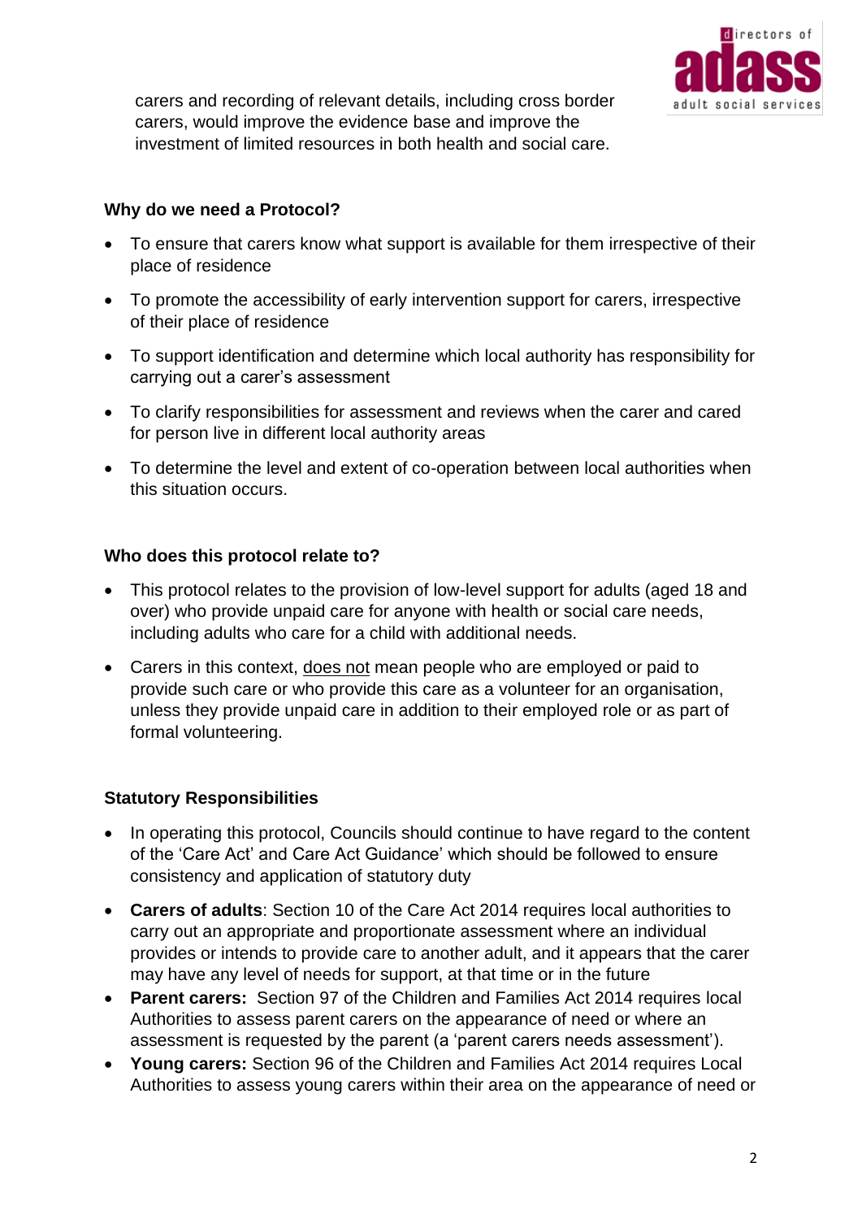carers and recording of relevant details, including cross border carers, would improve the evidence base and improve the investment of limited resources in both health and social care.

**Why do we need a Protocol?**

- To ensure that carers know what support is available for them irrespective of their place of residence
- To promote the accessibility of early intervention support for carers, irrespective of their place of residence
- To support identification and determine which local authority has responsibility for carrying out a carer's assessment
- To clarify responsibilities for assessment and reviews when the carer and cared for person live in different local authority areas
- To determine the level and extent of co-operation between local authorities when this situation occurs.

**Who does this protocol relate to?**

- This protocol relates to the provision of low-level support for adults (aged 18 and over) who provide unpaid care for anyone with health or social care needs, including adults who care for a child with additional needs.
- Carers in this context, does not mean people who are employed or paid to provide such care or who provide this care as a volunteer for an organisation, unless they provide unpaid care in addition to their employed role or as part of formal volunteering.

**Statutory Responsibilities**

- In operating this protocol, Councils should continue to have regard to the content of the 'Care Act' and Care Act Guidance' which should be followed to ensure consistency and application of statutory duty
- **Carers of adults**: Section 10 of the Care Act 2014 requires local authorities to carry out an appropriate and proportionate assessment where an individual provides or intends to provide care to another adult, and it appears that the carer may have any level of needs for support, at that time or in the future
- **Parent carers:** Section 97 of the Children and Families Act 2014 requires local Authorities to assess parent carers on the appearance of need or where an assessment is requested by the parent (a 'parent carers needs assessment').
- **Young carers:** Section 96 of the Children and Families Act 2014 requires Local Authorities to assess young carers within their area on the appearance of need or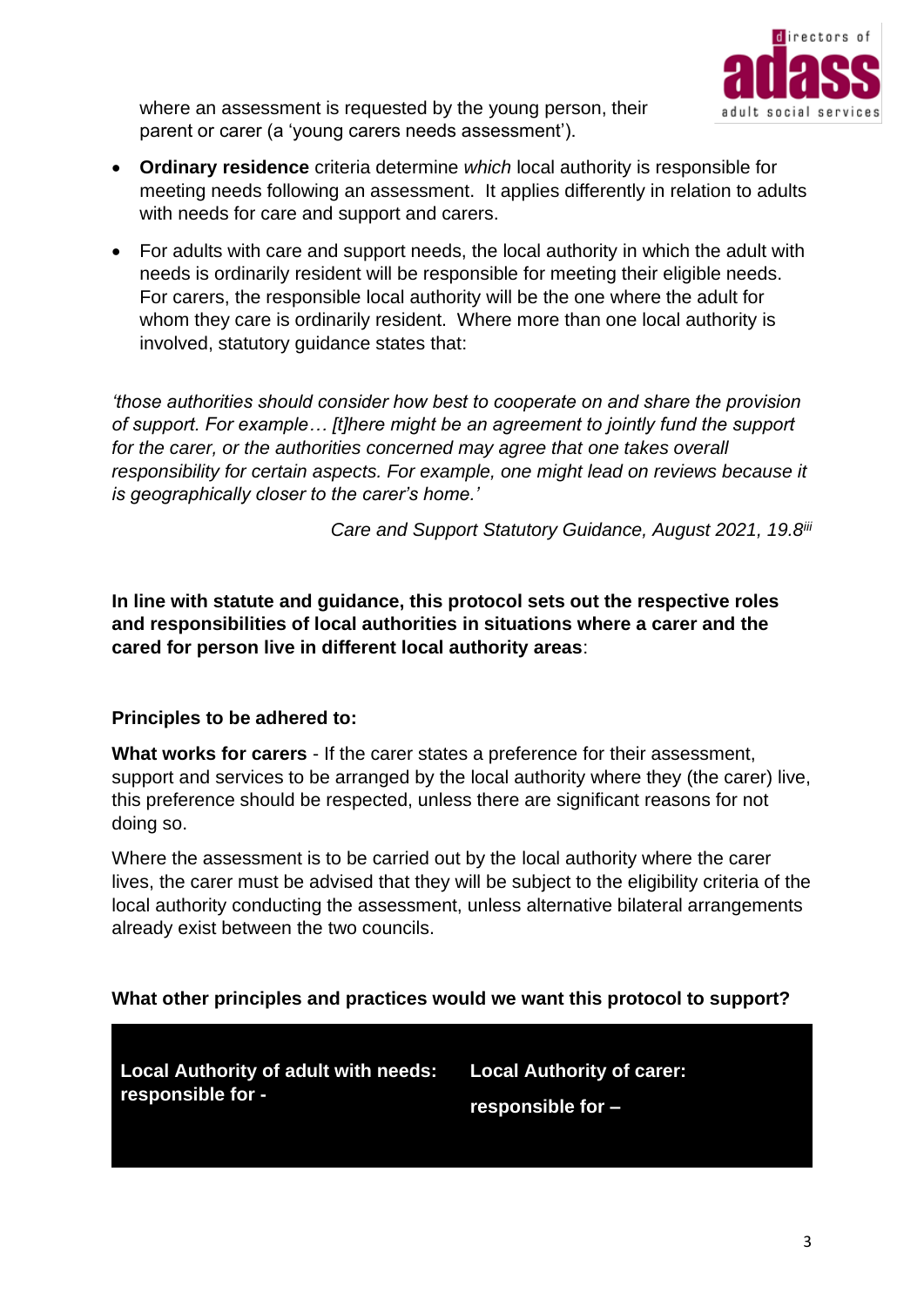where an assessment is requested by the young person, their parent or carer (a 'young carers needs assessment').

- **Ordinary residence** criteria determine *which* local authority is responsible for meeting needs following an assessment. It applies differently in relation to adults with needs for care and support and carers.
- For adults with care and support needs, the local authority in which the adult with needs is ordinarily resident will be responsible for meeting their eligible needs. For carers, the responsible local authority will be the one where the adult for whom they care is ordinarily resident. Where more than one local authority is involved, statutory guidance states that:

*'those authorities should consider how best to cooperate on and share the provision of support. For example… [t]here might be an agreement to jointly fund the support for the carer, or the authorities concerned may agree that one takes overall responsibility for certain aspects. For example, one might lead on reviews because it is geographically closer to the carer's home.'*

*Care and Support Statutory Guidance, August 2021, 19.8*[iii]

**In line with statute and guidance, this protocol sets out the respective roles and responsibilities of local authorities in situations where a carer and the cared for person live in different local authority areas**:

**Principles to be adhered to:**

**What works for carers** - If the carer states a preference for their assessment, support and services to be arranged by the local authority where they (the carer) live, this preference should be respected, unless there are significant reasons for not doing so.

Where the assessment is to be carried out by the local authority where the carer lives, the carer must be advised that they will be subject to the eligibility criteria of the local authority conducting the assessment, unless alternative bilateral arrangements already exist between the two councils.

**What other principles and practices would we want this protocol to support?**

| **Local Authority of adult with needs: responsible for -** | **Local Authority of carer: responsible for –** |
| --- | --- |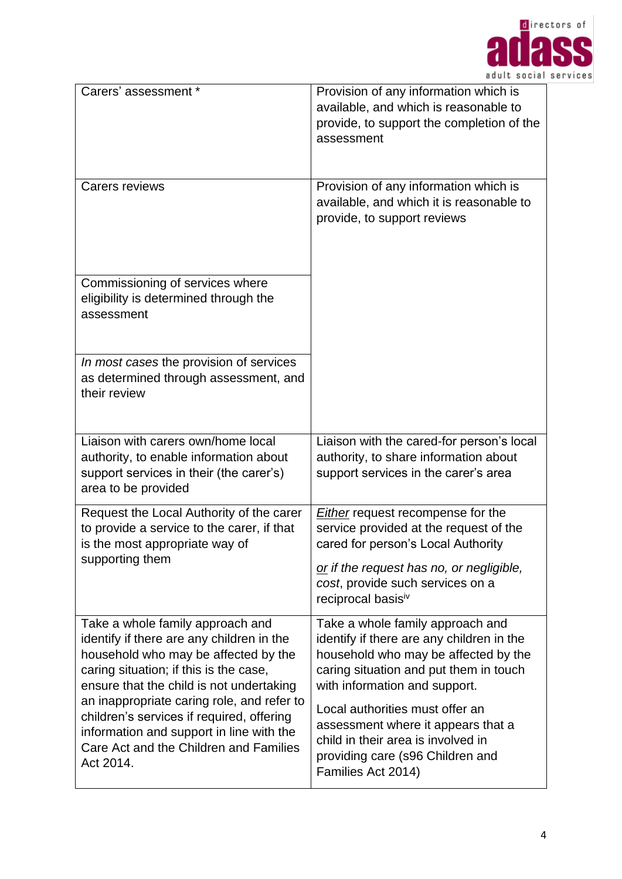| | |
|---|---|
| Carers' assessment * | Provision of any information which is available, and which is reasonable to provide, to support the completion of the assessment |
| Carers reviews | Provision of any information which is available, and which it is reasonable to provide, to support reviews |
| Commissioning of services where eligibility is determined through the assessment | |
| *In most cases* the provision of services as determined through assessment, and their review | |
| Liaison with carers own/home local authority, to enable information about support services in their (the carer's) area to be provided | Liaison with the cared-for person's local authority, to share information about support services in the carer's area |
| Request the Local Authority of the carer to provide a service to the carer, if that is the most appropriate way of supporting them | <u>*Either*</u> request recompense for the service provided at the request of the cared for person's Local Authority<br><br><u>*or*</u> *if the request has no, or negligible, cost*, provide such services on a reciprocal basis[iv] |
| Take a whole family approach and identify if there are any children in the household who may be affected by the caring situation; if this is the case, ensure that the child is not undertaking an inappropriate caring role, and refer to children's services if required, offering information and support in line with the Care Act and the Children and Families Act 2014. | Take a whole family approach and identify if there are any children in the household who may be affected by the caring situation and put them in touch with information and support.<br><br>Local authorities must offer an assessment where it appears that a child in their area is involved in providing care (s96 Children and Families Act 2014) |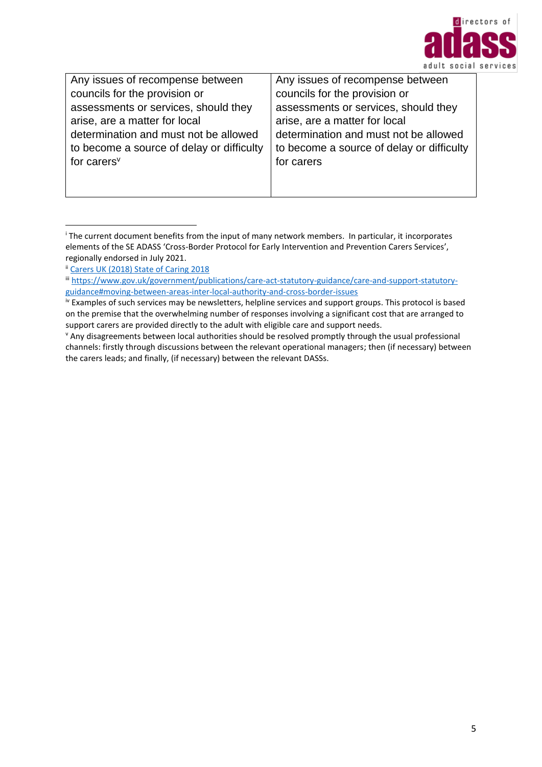| | |
|---|---|
| Any issues of recompense between councils for the provision or assessments or services, should they arise, are a matter for local determination and must not be allowed to become a source of delay or difficulty for carers[v] | Any issues of recompense between councils for the provision or assessments or services, should they arise, are a matter for local determination and must not be allowed to become a source of delay or difficulty for carers |

---

[i] The current document benefits from the input of many network members. In particular, it incorporates elements of the SE ADASS 'Cross-Border Protocol for Early Intervention and Prevention Carers Services', regionally endorsed in July 2021.

[ii] Carers UK (2018) State of Caring 2018

[iii] https://www.gov.uk/government/publications/care-act-statutory-guidance/care-and-support-statutory-guidance#moving-between-areas-inter-local-authority-and-cross-border-issues

[iv] Examples of such services may be newsletters, helpline services and support groups. This protocol is based on the premise that the overwhelming number of responses involving a significant cost that are arranged to support carers are provided directly to the adult with eligible care and support needs.

[v] Any disagreements between local authorities should be resolved promptly through the usual professional channels: firstly through discussions between the relevant operational managers; then (if necessary) between the carers leads; and finally, (if necessary) between the relevant DASSs.